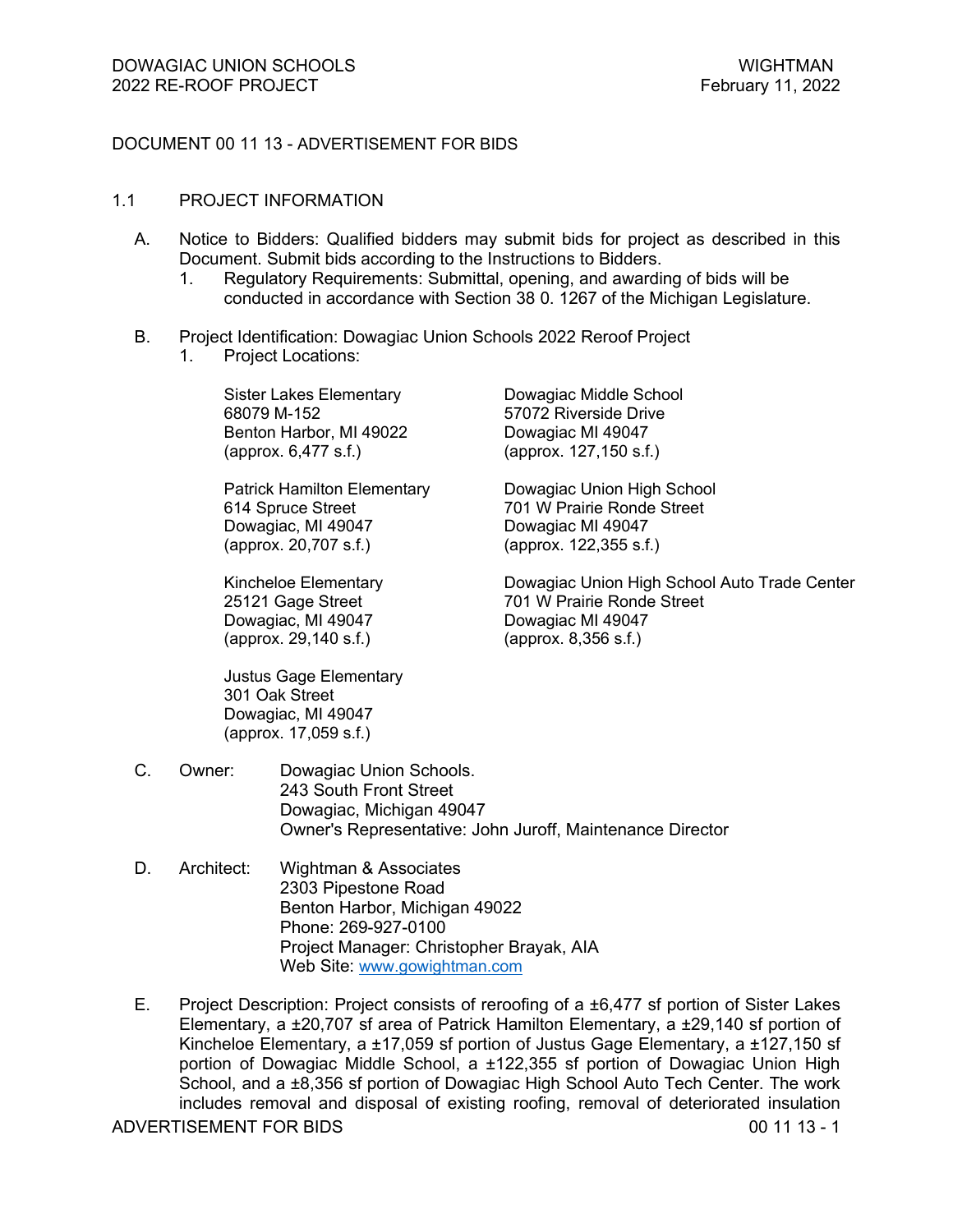# DOCUMENT 00 11 13 - ADVERTISEMENT FOR BIDS

## 1.1 PROJECT INFORMATION

A. Notice to Bidders: Qualified bidders may submit bids for project as described in this Document. Submit bids according to the Instructions to Bidders.

1. Regulatory Requirements: Submittal, opening, and awarding of bids will be conducted in accordance with Section 38 0. 1267 of the Michigan Legislature.

B. Project Identification: Dowagiac Union Schools 2022 Reroof Project

1. Project Locations:

Sister Lakes Elementary
68079 M-152
Benton Harbor, MI 49022
(approx. 6,477 s.f.)

Patrick Hamilton Elementary
614 Spruce Street
Dowagiac, MI 49047
(approx. 20,707 s.f.)

Kincheloe Elementary
25121 Gage Street
Dowagiac, MI 49047
(approx. 29,140 s.f.)

Justus Gage Elementary
301 Oak Street
Dowagiac, MI 49047
(approx. 17,059 s.f.)

Dowagiac Middle School
57072 Riverside Drive
Dowagiac MI 49047
(approx. 127,150 s.f.)

Dowagiac Union High School
701 W Prairie Ronde Street
Dowagiac MI 49047
(approx. 122,355 s.f.)

Dowagiac Union High School Auto Trade Center
701 W Prairie Ronde Street
Dowagiac MI 49047
(approx. 8,356 s.f.)

C. Owner: Dowagiac Union Schools.
243 South Front Street
Dowagiac, Michigan 49047
Owner's Representative: John Juroff, Maintenance Director

D. Architect: Wightman & Associates
2303 Pipestone Road
Benton Harbor, Michigan 49022
Phone: 269-927-0100
Project Manager: Christopher Brayak, AIA
Web Site: www.gowightman.com

E. Project Description: Project consists of reroofing of a ±6,477 sf portion of Sister Lakes Elementary, a ±20,707 sf area of Patrick Hamilton Elementary, a ±29,140 sf portion of Kincheloe Elementary, a ±17,059 sf portion of Justus Gage Elementary, a ±127,150 sf portion of Dowagiac Middle School, a ±122,355 sf portion of Dowagiac Union High School, and a ±8,356 sf portion of Dowagiac High School Auto Tech Center. The work includes removal and disposal of existing roofing, removal of deteriorated insulation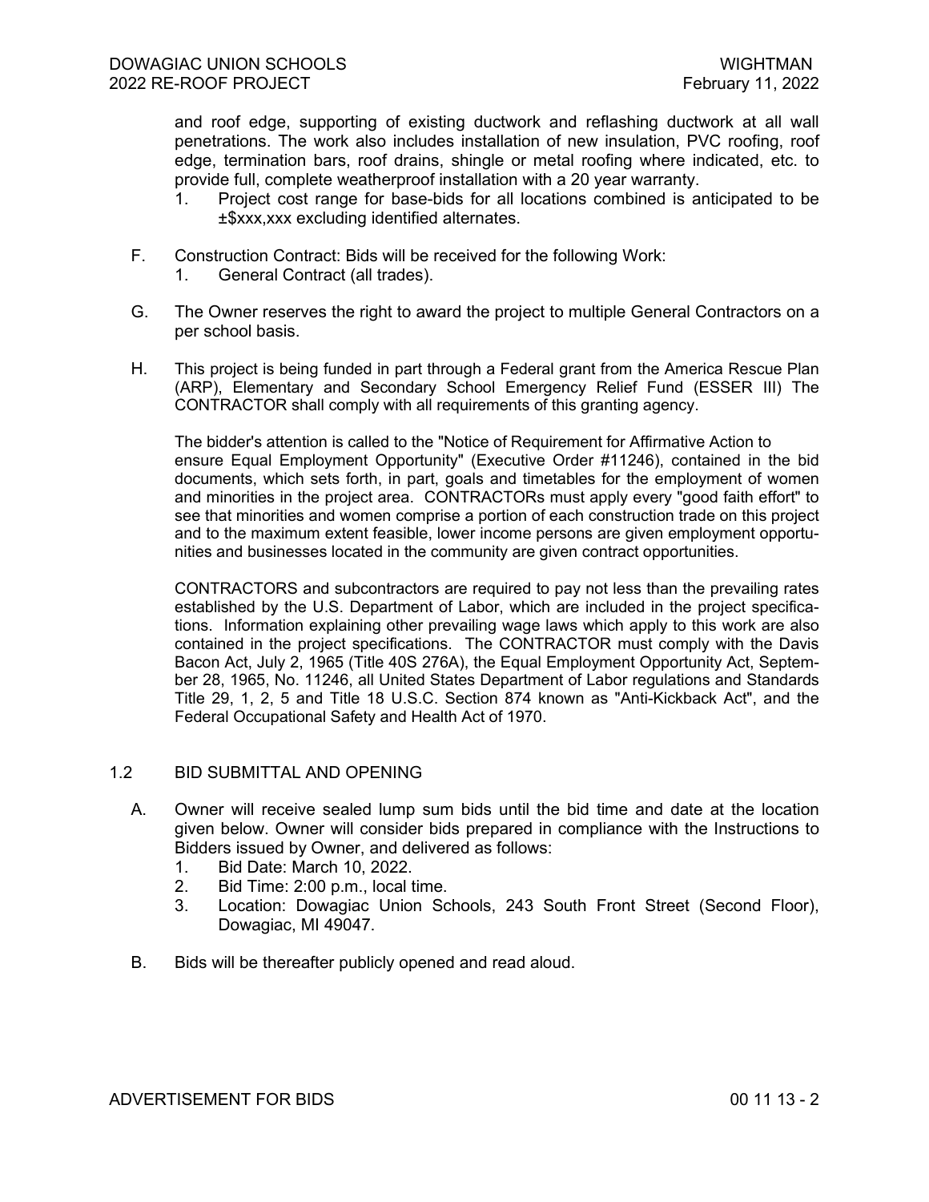and roof edge, supporting of existing ductwork and reflashing ductwork at all wall penetrations. The work also includes installation of new insulation, PVC roofing, roof edge, termination bars, roof drains, shingle or metal roofing where indicated, etc. to provide full, complete weatherproof installation with a 20 year warranty.

1. Project cost range for base-bids for all locations combined is anticipated to be ±$xxx,xxx excluding identified alternates.

F. Construction Contract: Bids will be received for the following Work:
   1. General Contract (all trades).

G. The Owner reserves the right to award the project to multiple General Contractors on a per school basis.

H. This project is being funded in part through a Federal grant from the America Rescue Plan (ARP), Elementary and Secondary School Emergency Relief Fund (ESSER III) The CONTRACTOR shall comply with all requirements of this granting agency.

The bidder's attention is called to the "Notice of Requirement for Affirmative Action to ensure Equal Employment Opportunity" (Executive Order #11246), contained in the bid documents, which sets forth, in part, goals and timetables for the employment of women and minorities in the project area. CONTRACTORs must apply every "good faith effort" to see that minorities and women comprise a portion of each construction trade on this project and to the maximum extent feasible, lower income persons are given employment opportunities and businesses located in the community are given contract opportunities.

CONTRACTORS and subcontractors are required to pay not less than the prevailing rates established by the U.S. Department of Labor, which are included in the project specifications. Information explaining other prevailing wage laws which apply to this work are also contained in the project specifications. The CONTRACTOR must comply with the Davis Bacon Act, July 2, 1965 (Title 40S 276A), the Equal Employment Opportunity Act, September 28, 1965, No. 11246, all United States Department of Labor regulations and Standards Title 29, 1, 2, 5 and Title 18 U.S.C. Section 874 known as "Anti-Kickback Act", and the Federal Occupational Safety and Health Act of 1970.

## 1.2 BID SUBMITTAL AND OPENING

A. Owner will receive sealed lump sum bids until the bid time and date at the location given below. Owner will consider bids prepared in compliance with the Instructions to Bidders issued by Owner, and delivered as follows:
   1. Bid Date: March 10, 2022.
   2. Bid Time: 2:00 p.m., local time.
   3. Location: Dowagiac Union Schools, 243 South Front Street (Second Floor), Dowagiac, MI 49047.

B. Bids will be thereafter publicly opened and read aloud.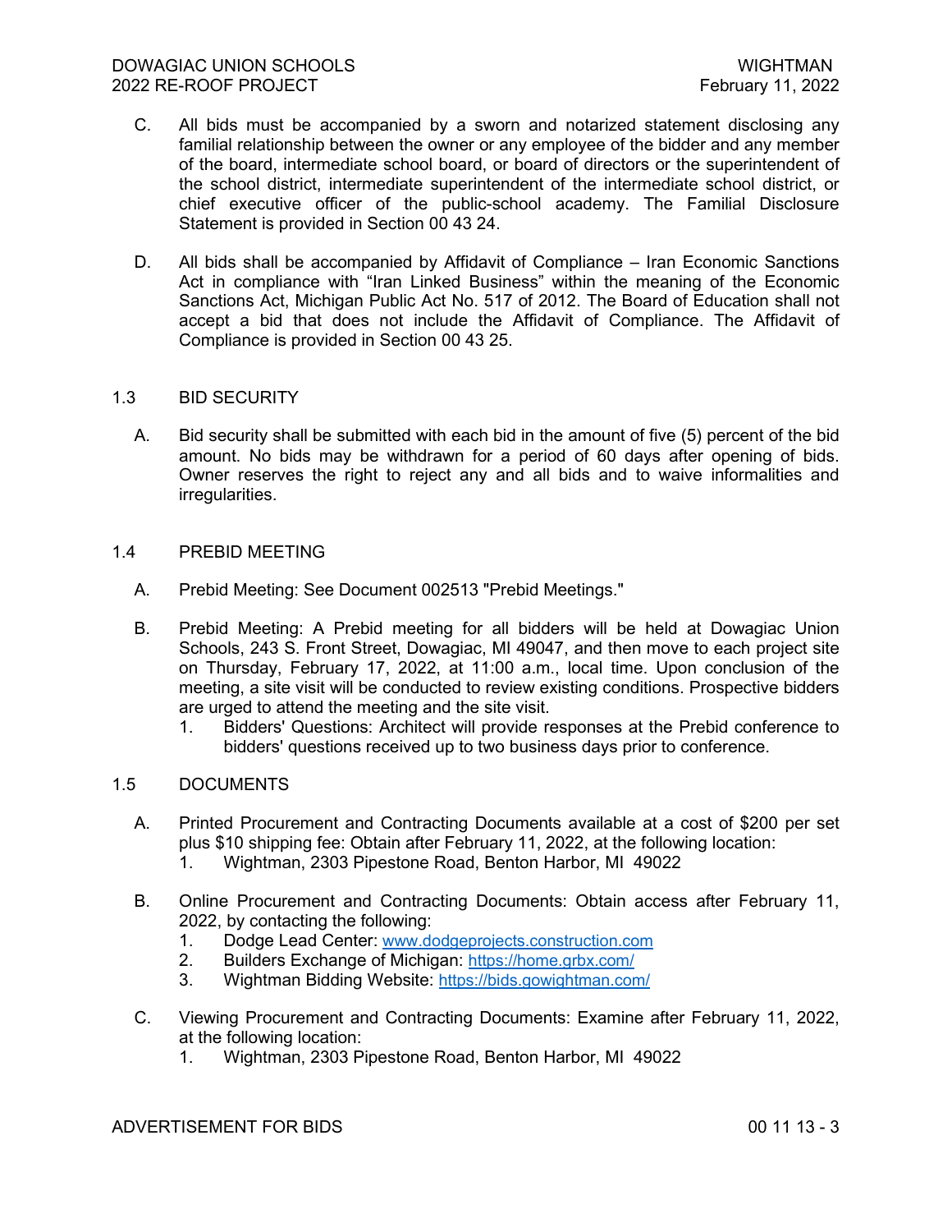C. All bids must be accompanied by a sworn and notarized statement disclosing any familial relationship between the owner or any employee of the bidder and any member of the board, intermediate school board, or board of directors or the superintendent of the school district, intermediate superintendent of the intermediate school district, or chief executive officer of the public-school academy. The Familial Disclosure Statement is provided in Section 00 43 24.

D. All bids shall be accompanied by Affidavit of Compliance – Iran Economic Sanctions Act in compliance with "Iran Linked Business" within the meaning of the Economic Sanctions Act, Michigan Public Act No. 517 of 2012. The Board of Education shall not accept a bid that does not include the Affidavit of Compliance. The Affidavit of Compliance is provided in Section 00 43 25.

## 1.3 BID SECURITY

A. Bid security shall be submitted with each bid in the amount of five (5) percent of the bid amount. No bids may be withdrawn for a period of 60 days after opening of bids. Owner reserves the right to reject any and all bids and to waive informalities and irregularities.

## 1.4 PREBID MEETING

A. Prebid Meeting: See Document 002513 "Prebid Meetings."

B. Prebid Meeting: A Prebid meeting for all bidders will be held at Dowagiac Union Schools, 243 S. Front Street, Dowagiac, MI 49047, and then move to each project site on Thursday, February 17, 2022, at 11:00 a.m., local time. Upon conclusion of the meeting, a site visit will be conducted to review existing conditions. Prospective bidders are urged to attend the meeting and the site visit.

1. Bidders' Questions: Architect will provide responses at the Prebid conference to bidders' questions received up to two business days prior to conference.

## 1.5 DOCUMENTS

A. Printed Procurement and Contracting Documents available at a cost of $200 per set plus $10 shipping fee: Obtain after February 11, 2022, at the following location:

1. Wightman, 2303 Pipestone Road, Benton Harbor, MI 49022

B. Online Procurement and Contracting Documents: Obtain access after February 11, 2022, by contacting the following:

1. Dodge Lead Center: www.dodgeprojects.construction.com
2. Builders Exchange of Michigan: https://home.grbx.com/
3. Wightman Bidding Website: https://bids.gowightman.com/

C. Viewing Procurement and Contracting Documents: Examine after February 11, 2022, at the following location:

1. Wightman, 2303 Pipestone Road, Benton Harbor, MI 49022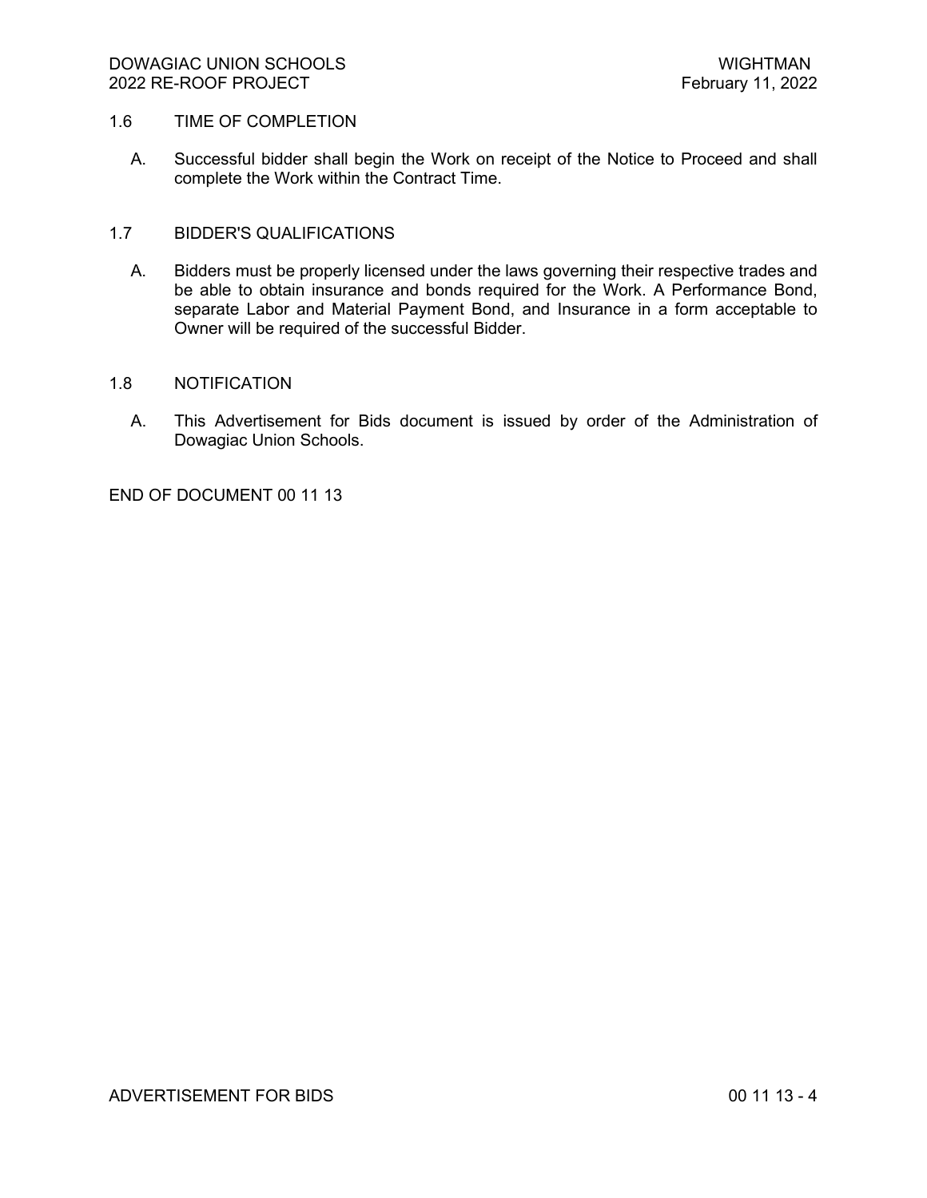## 1.6 TIME OF COMPLETION

A. Successful bidder shall begin the Work on receipt of the Notice to Proceed and shall complete the Work within the Contract Time.

## 1.7 BIDDER'S QUALIFICATIONS

A. Bidders must be properly licensed under the laws governing their respective trades and be able to obtain insurance and bonds required for the Work. A Performance Bond, separate Labor and Material Payment Bond, and Insurance in a form acceptable to Owner will be required of the successful Bidder.

## 1.8 NOTIFICATION

A. This Advertisement for Bids document is issued by order of the Administration of Dowagiac Union Schools.

END OF DOCUMENT 00 11 13